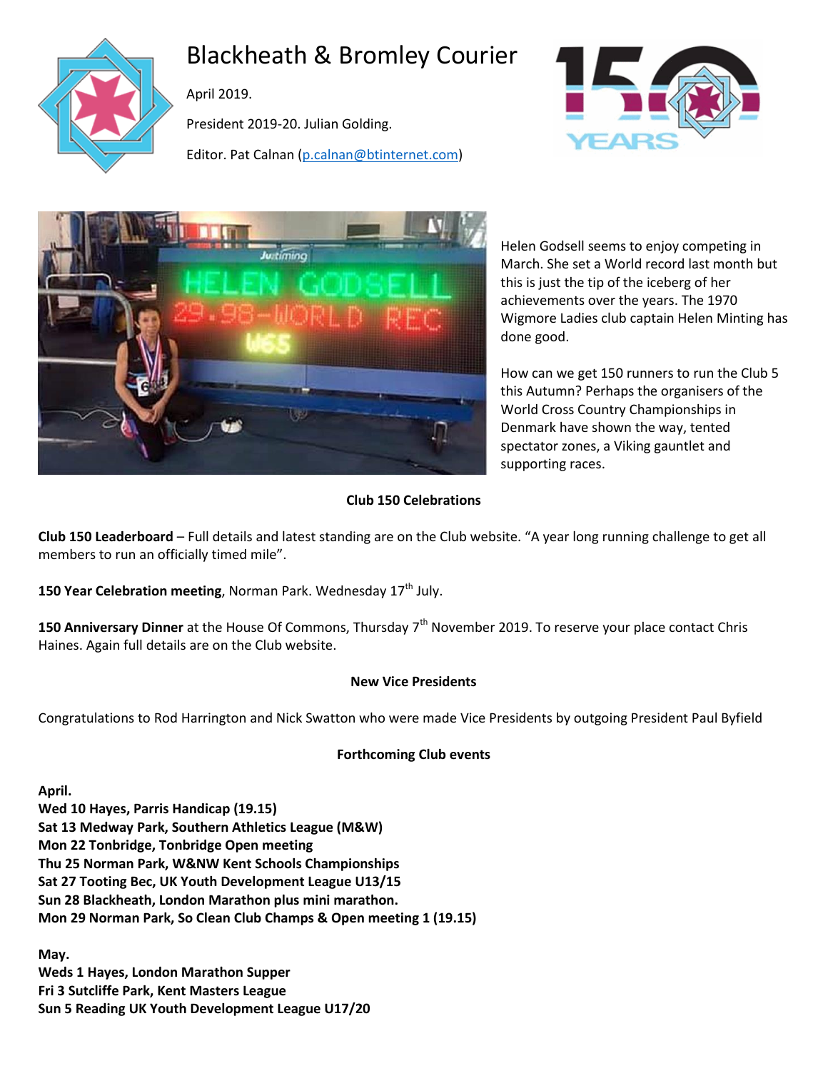# Blackheath & Bromley Courier

April 2019.

President 2019-20. Julian Golding.

Editor. Pat Calnan (p.calnan@btinternet.com)

Helen Godsell seems to enjoy competing in March. She set a World record last month but this is just the tip of the iceberg of her achievements over the years. The 1970 Wigmore Ladies club captain Helen Minting has done good.

How can we get 150 runners to run the Club 5 this Autumn? Perhaps the organisers of the World Cross Country Championships in Denmark have shown the way, tented spectator zones, a Viking gauntlet and supporting races.

## Club 150 Celebrations

**Club 150 Leaderboard** – Full details and latest standing are on the Club website. "A year long running challenge to get all members to run an officially timed mile".

**150 Year Celebration meeting**, Norman Park. Wednesday 17th July.

**150 Anniversary Dinner** at the House Of Commons, Thursday 7th November 2019. To reserve your place contact Chris Haines. Again full details are on the Club website.

## New Vice Presidents

Congratulations to Rod Harrington and Nick Swatton who were made Vice Presidents by outgoing President Paul Byfield

## Forthcoming Club events

**April.**
**Wed 10 Hayes, Parris Handicap (19.15)**
**Sat 13 Medway Park, Southern Athletics League (M&W)**
**Mon 22 Tonbridge, Tonbridge Open meeting**
**Thu 25 Norman Park, W&NW Kent Schools Championships**
**Sat 27 Tooting Bec, UK Youth Development League U13/15**
**Sun 28 Blackheath, London Marathon plus mini marathon.**
**Mon 29 Norman Park, So Clean Club Champs & Open meeting 1 (19.15)**

**May.**
**Weds 1 Hayes, London Marathon Supper**
**Fri 3 Sutcliffe Park, Kent Masters League**
**Sun 5 Reading UK Youth Development League U17/20**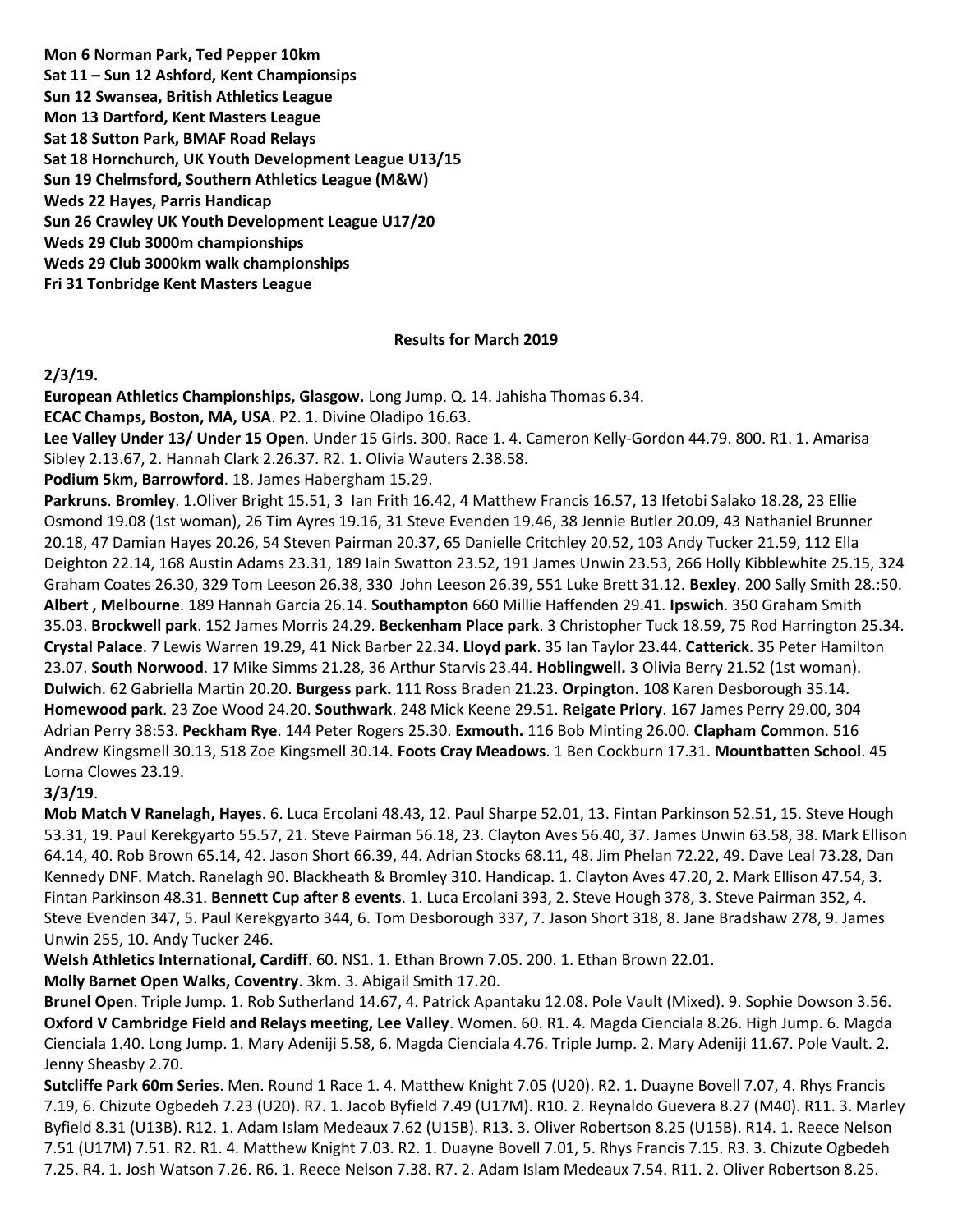**Mon 6 Norman Park, Ted Pepper 10km**
**Sat 11 – Sun 12 Ashford, Kent Championsips**
**Sun 12 Swansea, British Athletics League**
**Mon 13 Dartford, Kent Masters League**
**Sat 18 Sutton Park, BMAF Road Relays**
**Sat 18 Hornchurch, UK Youth Development League U13/15**
**Sun 19 Chelmsford, Southern Athletics League (M&W)**
**Weds 22 Hayes, Parris Handicap**
**Sun 26 Crawley UK Youth Development League U17/20**
**Weds 29 Club 3000m championships**
**Weds 29 Club 3000km walk championships**
**Fri 31 Tonbridge Kent Masters League**

## Results for March 2019

**2/3/19.**

**European Athletics Championships, Glasgow.** Long Jump. Q. 14. Jahisha Thomas 6.34.

**ECAC Champs, Boston, MA, USA**. P2. 1. Divine Oladipo 16.63.

**Lee Valley Under 13/ Under 15 Open**. Under 15 Girls. 300. Race 1. 4. Cameron Kelly-Gordon 44.79. 800. R1. 1. Amarisa Sibley 2.13.67, 2. Hannah Clark 2.26.37. R2. 1. Olivia Wauters 2.38.58.

**Podium 5km, Barrowford**. 18. James Habergham 15.29.

**Parkruns**. **Bromley**. 1.Oliver Bright 15.51, 3 Ian Frith 16.42, 4 Matthew Francis 16.57, 13 Ifetobi Salako 18.28, 23 Ellie Osmond 19.08 (1st woman), 26 Tim Ayres 19.16, 31 Steve Evenden 19.46, 38 Jennie Butler 20.09, 43 Nathaniel Brunner 20.18, 47 Damian Hayes 20.26, 54 Steven Pairman 20.37, 65 Danielle Critchley 20.52, 103 Andy Tucker 21.59, 112 Ella Deighton 22.14, 168 Austin Adams 23.31, 189 Iain Swatton 23.52, 191 James Unwin 23.53, 266 Holly Kibblewhite 25.15, 324 Graham Coates 26.30, 329 Tom Leeson 26.38, 330 John Leeson 26.39, 551 Luke Brett 31.12. **Bexley**. 200 Sally Smith 28.:50. **Albert , Melbourne**. 189 Hannah Garcia 26.14. **Southampton** 660 Millie Haffenden 29.41. **Ipswich**. 350 Graham Smith 35.03. **Brockwell park**. 152 James Morris 24.29. **Beckenham Place park**. 3 Christopher Tuck 18.59, 75 Rod Harrington 25.34. **Crystal Palace**. 7 Lewis Warren 19.29, 41 Nick Barber 22.34. **Lloyd park**. 35 Ian Taylor 23.44. **Catterick**. 35 Peter Hamilton 23.07. **South Norwood**. 17 Mike Simms 21.28, 36 Arthur Starvis 23.44. **Hoblingwell.** 3 Olivia Berry 21.52 (1st woman). **Dulwich**. 62 Gabriella Martin 20.20. **Burgess park.** 111 Ross Braden 21.23. **Orpington.** 108 Karen Desborough 35.14. **Homewood park**. 23 Zoe Wood 24.20. **Southwark**. 248 Mick Keene 29.51. **Reigate Priory**. 167 James Perry 29.00, 304 Adrian Perry 38:53. **Peckham Rye**. 144 Peter Rogers 25.30. **Exmouth.** 116 Bob Minting 26.00. **Clapham Common**. 516 Andrew Kingsmell 30.13, 518 Zoe Kingsmell 30.14. **Foots Cray Meadows**. 1 Ben Cockburn 17.31. **Mountbatten School**. 45 Lorna Clowes 23.19.

**3/3/19**.

**Mob Match V Ranelagh, Hayes**. 6. Luca Ercolani 48.43, 12. Paul Sharpe 52.01, 13. Fintan Parkinson 52.51, 15. Steve Hough 53.31, 19. Paul Kerekgyarto 55.57, 21. Steve Pairman 56.18, 23. Clayton Aves 56.40, 37. James Unwin 63.58, 38. Mark Ellison 64.14, 40. Rob Brown 65.14, 42. Jason Short 66.39, 44. Adrian Stocks 68.11, 48. Jim Phelan 72.22, 49. Dave Leal 73.28, Dan Kennedy DNF. Match. Ranelagh 90. Blackheath & Bromley 310. Handicap. 1. Clayton Aves 47.20, 2. Mark Ellison 47.54, 3. Fintan Parkinson 48.31. **Bennett Cup after 8 events**. 1. Luca Ercolani 393, 2. Steve Hough 378, 3. Steve Pairman 352, 4. Steve Evenden 347, 5. Paul Kerekgyarto 344, 6. Tom Desborough 337, 7. Jason Short 318, 8. Jane Bradshaw 278, 9. James Unwin 255, 10. Andy Tucker 246.

**Welsh Athletics International, Cardiff**. 60. NS1. 1. Ethan Brown 7.05. 200. 1. Ethan Brown 22.01.

**Molly Barnet Open Walks, Coventry**. 3km. 3. Abigail Smith 17.20.

**Brunel Open**. Triple Jump. 1. Rob Sutherland 14.67, 4. Patrick Apantaku 12.08. Pole Vault (Mixed). 9. Sophie Dowson 3.56.

**Oxford V Cambridge Field and Relays meeting, Lee Valley**. Women. 60. R1. 4. Magda Cienciala 8.26. High Jump. 6. Magda Cienciala 1.40. Long Jump. 1. Mary Adeniji 5.58, 6. Magda Cienciala 4.76. Triple Jump. 2. Mary Adeniji 11.67. Pole Vault. 2. Jenny Sheasby 2.70.

**Sutcliffe Park 60m Series**. Men. Round 1 Race 1. 4. Matthew Knight 7.05 (U20). R2. 1. Duayne Bovell 7.07, 4. Rhys Francis 7.19, 6. Chizute Ogbedeh 7.23 (U20). R7. 1. Jacob Byfield 7.49 (U17M). R10. 2. Reynaldo Guevera 8.27 (M40). R11. 3. Marley Byfield 8.31 (U13B). R12. 1. Adam Islam Medeaux 7.62 (U15B). R13. 3. Oliver Robertson 8.25 (U15B). R14. 1. Reece Nelson 7.51 (U17M) 7.51. R2. R1. 4. Matthew Knight 7.03. R2. 1. Duayne Bovell 7.01, 5. Rhys Francis 7.15. R3. 3. Chizute Ogbedeh 7.25. R4. 1. Josh Watson 7.26. R6. 1. Reece Nelson 7.38. R7. 2. Adam Islam Medeaux 7.54. R11. 2. Oliver Robertson 8.25.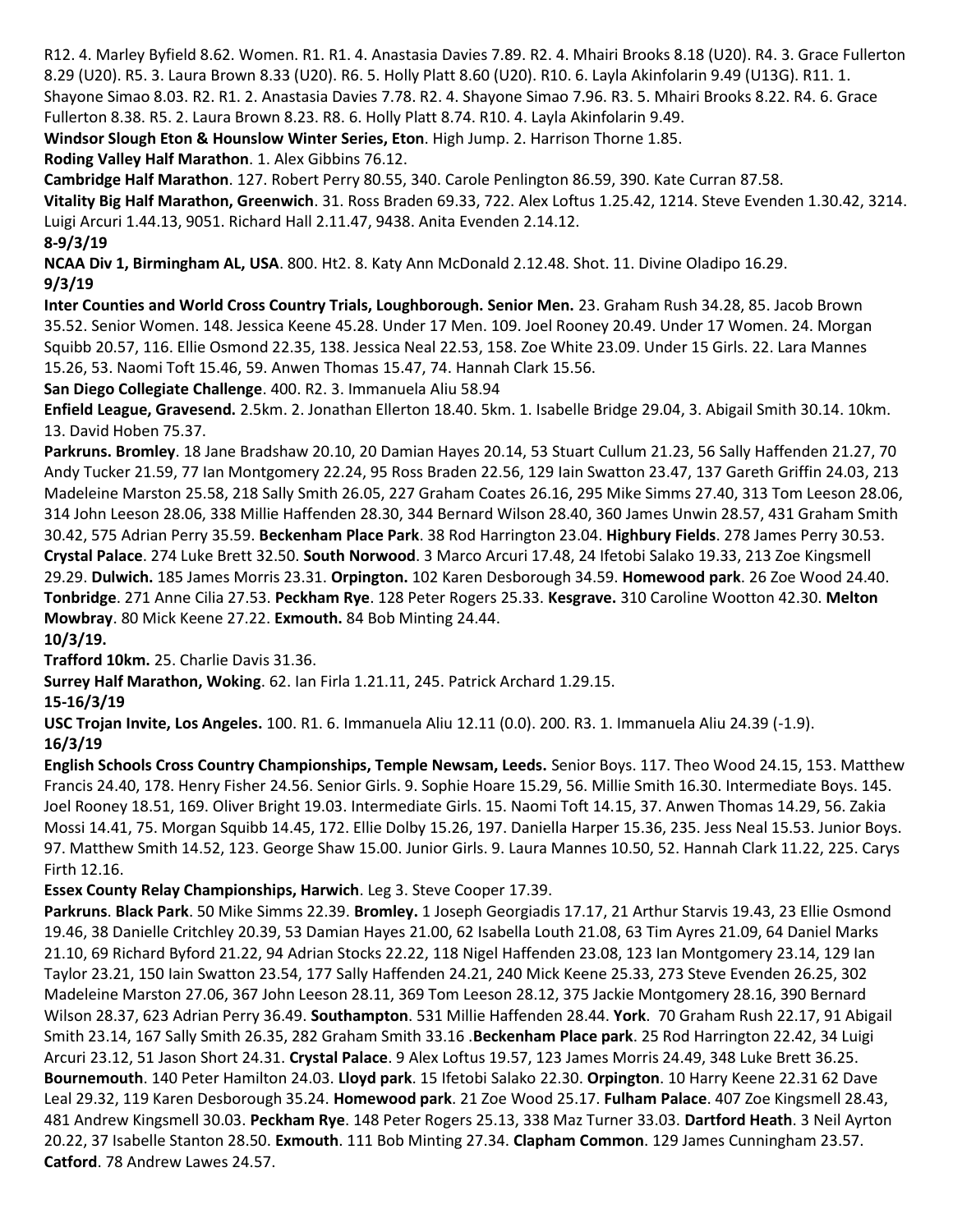R12. 4. Marley Byfield 8.62. Women. R1. R1. 4. Anastasia Davies 7.89. R2. 4. Mhairi Brooks 8.18 (U20). R4. 3. Grace Fullerton 8.29 (U20). R5. 3. Laura Brown 8.33 (U20). R6. 5. Holly Platt 8.60 (U20). R10. 6. Layla Akinfolarin 9.49 (U13G). R11. 1. Shayone Simao 8.03. R2. R1. 2. Anastasia Davies 7.78. R2. 4. Shayone Simao 7.96. R3. 5. Mhairi Brooks 8.22. R4. 6. Grace Fullerton 8.38. R5. 2. Laura Brown 8.23. R8. 6. Holly Platt 8.74. R10. 4. Layla Akinfolarin 9.49.

**Windsor Slough Eton & Hounslow Winter Series, Eton**. High Jump. 2. Harrison Thorne 1.85.

**Roding Valley Half Marathon**. 1. Alex Gibbins 76.12.

**Cambridge Half Marathon**. 127. Robert Perry 80.55, 340. Carole Penlington 86.59, 390. Kate Curran 87.58.

**Vitality Big Half Marathon, Greenwich**. 31. Ross Braden 69.33, 722. Alex Loftus 1.25.42, 1214. Steve Evenden 1.30.42, 3214. Luigi Arcuri 1.44.13, 9051. Richard Hall 2.11.47, 9438. Anita Evenden 2.14.12.

**8-9/3/19**

**NCAA Div 1, Birmingham AL, USA**. 800. Ht2. 8. Katy Ann McDonald 2.12.48. Shot. 11. Divine Oladipo 16.29.

**9/3/19**

**Inter Counties and World Cross Country Trials, Loughborough. Senior Men.** 23. Graham Rush 34.28, 85. Jacob Brown 35.52. Senior Women. 148. Jessica Keene 45.28. Under 17 Men. 109. Joel Rooney 20.49. Under 17 Women. 24. Morgan Squibb 20.57, 116. Ellie Osmond 22.35, 138. Jessica Neal 22.53, 158. Zoe White 23.09. Under 15 Girls. 22. Lara Mannes 15.26, 53. Naomi Toft 15.46, 59. Anwen Thomas 15.47, 74. Hannah Clark 15.56.

**San Diego Collegiate Challenge**. 400. R2. 3. Immanuela Aliu 58.94

**Enfield League, Gravesend.** 2.5km. 2. Jonathan Ellerton 18.40. 5km. 1. Isabelle Bridge 29.04, 3. Abigail Smith 30.14. 10km. 13. David Hoben 75.37.

**Parkruns. Bromley**. 18 Jane Bradshaw 20.10, 20 Damian Hayes 20.14, 53 Stuart Cullum 21.23, 56 Sally Haffenden 21.27, 70 Andy Tucker 21.59, 77 Ian Montgomery 22.24, 95 Ross Braden 22.56, 129 Iain Swatton 23.47, 137 Gareth Griffin 24.03, 213 Madeleine Marston 25.58, 218 Sally Smith 26.05, 227 Graham Coates 26.16, 295 Mike Simms 27.40, 313 Tom Leeson 28.06, 314 John Leeson 28.06, 338 Millie Haffenden 28.30, 344 Bernard Wilson 28.40, 360 James Unwin 28.57, 431 Graham Smith 30.42, 575 Adrian Perry 35.59. **Beckenham Place Park**. 38 Rod Harrington 23.04. **Highbury Fields**. 278 James Perry 30.53. **Crystal Palace**. 274 Luke Brett 32.50. **South Norwood**. 3 Marco Arcuri 17.48, 24 Ifetobi Salako 19.33, 213 Zoe Kingsmell 29.29. **Dulwich.** 185 James Morris 23.31. **Orpington.** 102 Karen Desborough 34.59. **Homewood park**. 26 Zoe Wood 24.40. **Tonbridge**. 271 Anne Cilia 27.53. **Peckham Rye**. 128 Peter Rogers 25.33. **Kesgrave.** 310 Caroline Wootton 42.30. **Melton Mowbray**. 80 Mick Keene 27.22. **Exmouth.** 84 Bob Minting 24.44.

**10/3/19.**

**Trafford 10km.** 25. Charlie Davis 31.36.

**Surrey Half Marathon, Woking**. 62. Ian Firla 1.21.11, 245. Patrick Archard 1.29.15.

**15-16/3/19**

**USC Trojan Invite, Los Angeles.** 100. R1. 6. Immanuela Aliu 12.11 (0.0). 200. R3. 1. Immanuela Aliu 24.39 (-1.9).

**16/3/19**

**English Schools Cross Country Championships, Temple Newsam, Leeds.** Senior Boys. 117. Theo Wood 24.15, 153. Matthew Francis 24.40, 178. Henry Fisher 24.56. Senior Girls. 9. Sophie Hoare 15.29, 56. Millie Smith 16.30. Intermediate Boys. 145. Joel Rooney 18.51, 169. Oliver Bright 19.03. Intermediate Girls. 15. Naomi Toft 14.15, 37. Anwen Thomas 14.29, 56. Zakia Mossi 14.41, 75. Morgan Squibb 14.45, 172. Ellie Dolby 15.26, 197. Daniella Harper 15.36, 235. Jess Neal 15.53. Junior Boys. 97. Matthew Smith 14.52, 123. George Shaw 15.00. Junior Girls. 9. Laura Mannes 10.50, 52. Hannah Clark 11.22, 225. Carys Firth 12.16.

**Essex County Relay Championships, Harwich**. Leg 3. Steve Cooper 17.39.

**Parkruns**. **Black Park**. 50 Mike Simms 22.39. **Bromley.** 1 Joseph Georgiadis 17.17, 21 Arthur Starvis 19.43, 23 Ellie Osmond 19.46, 38 Danielle Critchley 20.39, 53 Damian Hayes 21.00, 62 Isabella Louth 21.08, 63 Tim Ayres 21.09, 64 Daniel Marks 21.10, 69 Richard Byford 21.22, 94 Adrian Stocks 22.22, 118 Nigel Haffenden 23.08, 123 Ian Montgomery 23.14, 129 Ian Taylor 23.21, 150 Iain Swatton 23.54, 177 Sally Haffenden 24.21, 240 Mick Keene 25.33, 273 Steve Evenden 26.25, 302 Madeleine Marston 27.06, 367 John Leeson 28.11, 369 Tom Leeson 28.12, 375 Jackie Montgomery 28.16, 390 Bernard Wilson 28.37, 623 Adrian Perry 36.49. **Southampton**. 531 Millie Haffenden 28.44. **York**. 70 Graham Rush 22.17, 91 Abigail Smith 23.14, 167 Sally Smith 26.35, 282 Graham Smith 33.16 .**Beckenham Place park**. 25 Rod Harrington 22.42, 34 Luigi Arcuri 23.12, 51 Jason Short 24.31. **Crystal Palace**. 9 Alex Loftus 19.57, 123 James Morris 24.49, 348 Luke Brett 36.25. **Bournemouth**. 140 Peter Hamilton 24.03. **Lloyd park**. 15 Ifetobi Salako 22.30. **Orpington**. 10 Harry Keene 22.31 62 Dave Leal 29.32, 119 Karen Desborough 35.24. **Homewood park**. 21 Zoe Wood 25.17. **Fulham Palace**. 407 Zoe Kingsmell 28.43, 481 Andrew Kingsmell 30.03. **Peckham Rye**. 148 Peter Rogers 25.13, 338 Maz Turner 33.03. **Dartford Heath**. 3 Neil Ayrton 20.22, 37 Isabelle Stanton 28.50. **Exmouth**. 111 Bob Minting 27.34. **Clapham Common**. 129 James Cunningham 23.57. **Catford**. 78 Andrew Lawes 24.57.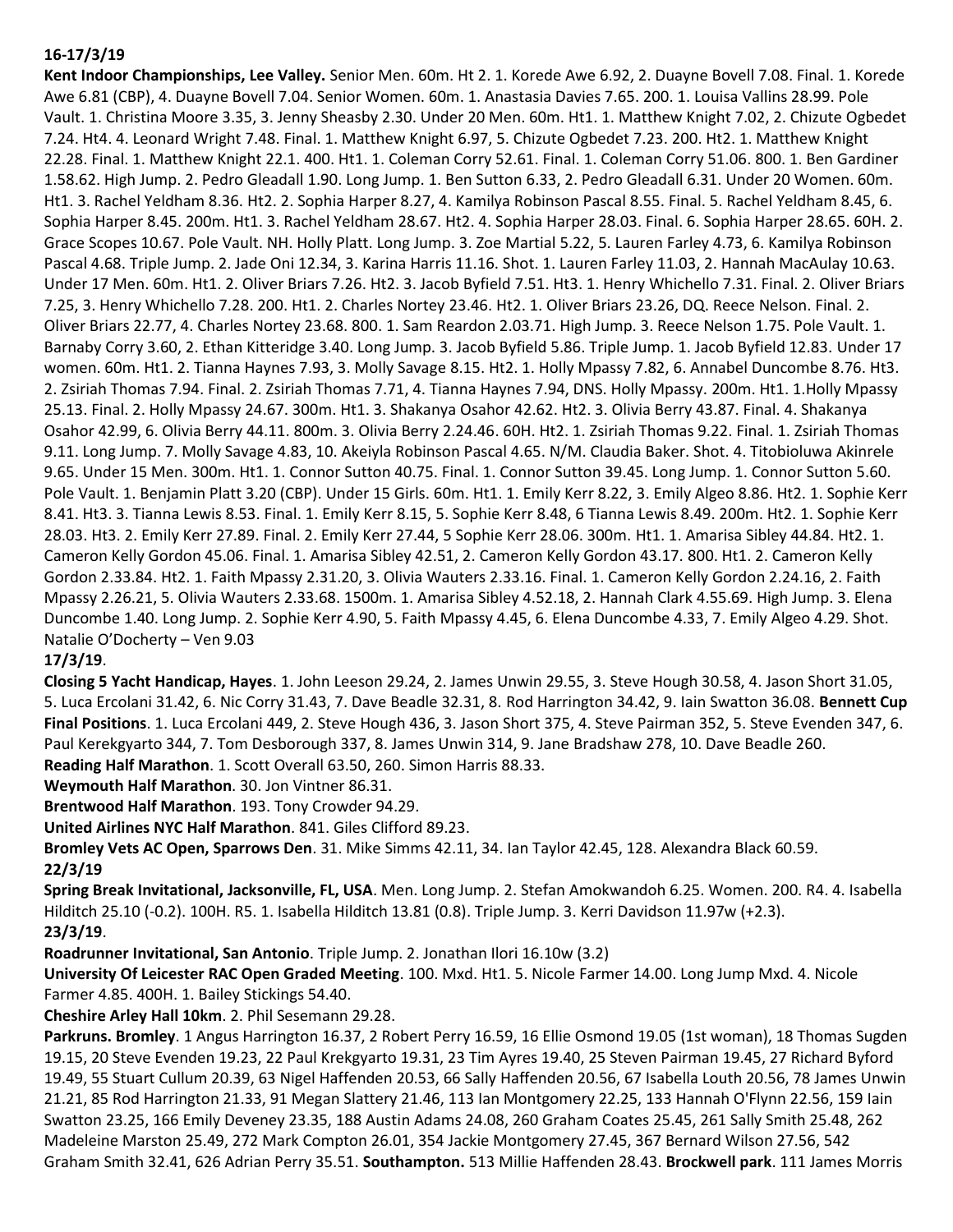**16-17/3/19**

**Kent Indoor Championships, Lee Valley.** Senior Men. 60m. Ht 2. 1. Korede Awe 6.92, 2. Duayne Bovell 7.08. Final. 1. Korede Awe 6.81 (CBP), 4. Duayne Bovell 7.04. Senior Women. 60m. 1. Anastasia Davies 7.65. 200. 1. Louisa Vallins 28.99. Pole Vault. 1. Christina Moore 3.35, 3. Jenny Sheasby 2.30. Under 20 Men. 60m. Ht1. 1. Matthew Knight 7.02, 2. Chizute Ogbedet 7.24. Ht4. 4. Leonard Wright 7.48. Final. 1. Matthew Knight 6.97, 5. Chizute Ogbedet 7.23. 200. Ht2. 1. Matthew Knight 22.28. Final. 1. Matthew Knight 22.1. 400. Ht1. 1. Coleman Corry 52.61. Final. 1. Coleman Corry 51.06. 800. 1. Ben Gardiner 1.58.62. High Jump. 2. Pedro Gleadall 1.90. Long Jump. 1. Ben Sutton 6.33, 2. Pedro Gleadall 6.31. Under 20 Women. 60m. Ht1. 3. Rachel Yeldham 8.36. Ht2. 2. Sophia Harper 8.27, 4. Kamilya Robinson Pascal 8.55. Final. 5. Rachel Yeldham 8.45, 6. Sophia Harper 8.45. 200m. Ht1. 3. Rachel Yeldham 28.67. Ht2. 4. Sophia Harper 28.03. Final. 6. Sophia Harper 28.65. 60H. 2. Grace Scopes 10.67. Pole Vault. NH. Holly Platt. Long Jump. 3. Zoe Martial 5.22, 5. Lauren Farley 4.73, 6. Kamilya Robinson Pascal 4.68. Triple Jump. 2. Jade Oni 12.34, 3. Karina Harris 11.16. Shot. 1. Lauren Farley 11.03, 2. Hannah MacAulay 10.63. Under 17 Men. 60m. Ht1. 2. Oliver Briars 7.26. Ht2. 3. Jacob Byfield 7.51. Ht3. 1. Henry Whichello 7.31. Final. 2. Oliver Briars 7.25, 3. Henry Whichello 7.28. 200. Ht1. 2. Charles Nortey 23.46. Ht2. 1. Oliver Briars 23.26, DQ. Reece Nelson. Final. 2. Oliver Briars 22.77, 4. Charles Nortey 23.68. 800. 1. Sam Reardon 2.03.71. High Jump. 3. Reece Nelson 1.75. Pole Vault. 1. Barnaby Corry 3.60, 2. Ethan Kitteridge 3.40. Long Jump. 3. Jacob Byfield 5.86. Triple Jump. 1. Jacob Byfield 12.83. Under 17 women. 60m. Ht1. 2. Tianna Haynes 7.93, 3. Molly Savage 8.15. Ht2. 1. Holly Mpassy 7.82, 6. Annabel Duncombe 8.76. Ht3. 2. Zsiriah Thomas 7.94. Final. 2. Zsiriah Thomas 7.71, 4. Tianna Haynes 7.94, DNS. Holly Mpassy. 200m. Ht1. 1.Holly Mpassy 25.13. Final. 2. Holly Mpassy 24.67. 300m. Ht1. 3. Shakanya Osahor 42.62. Ht2. 3. Olivia Berry 43.87. Final. 4. Shakanya Osahor 42.99, 6. Olivia Berry 44.11. 800m. 3. Olivia Berry 2.24.46. 60H. Ht2. 1. Zsiriah Thomas 9.22. Final. 1. Zsiriah Thomas 9.11. Long Jump. 7. Molly Savage 4.83, 10. Akeiyla Robinson Pascal 4.65. N/M. Claudia Baker. Shot. 4. Titobioluwa Akinrele 9.65. Under 15 Men. 300m. Ht1. 1. Connor Sutton 40.75. Final. 1. Connor Sutton 39.45. Long Jump. 1. Connor Sutton 5.60. Pole Vault. 1. Benjamin Platt 3.20 (CBP). Under 15 Girls. 60m. Ht1. 1. Emily Kerr 8.22, 3. Emily Algeo 8.86. Ht2. 1. Sophie Kerr 8.41. Ht3. 3. Tianna Lewis 8.53. Final. 1. Emily Kerr 8.15, 5. Sophie Kerr 8.48, 6 Tianna Lewis 8.49. 200m. Ht2. 1. Sophie Kerr 28.03. Ht3. 2. Emily Kerr 27.89. Final. 2. Emily Kerr 27.44, 5 Sophie Kerr 28.06. 300m. Ht1. 1. Amarisa Sibley 44.84. Ht2. 1. Cameron Kelly Gordon 45.06. Final. 1. Amarisa Sibley 42.51, 2. Cameron Kelly Gordon 43.17. 800. Ht1. 2. Cameron Kelly Gordon 2.33.84. Ht2. 1. Faith Mpassy 2.31.20, 3. Olivia Wauters 2.33.16. Final. 1. Cameron Kelly Gordon 2.24.16, 2. Faith Mpassy 2.26.21, 5. Olivia Wauters 2.33.68. 1500m. 1. Amarisa Sibley 4.52.18, 2. Hannah Clark 4.55.69. High Jump. 3. Elena Duncombe 1.40. Long Jump. 2. Sophie Kerr 4.90, 5. Faith Mpassy 4.45, 6. Elena Duncombe 4.33, 7. Emily Algeo 4.29. Shot. Natalie O'Docherty – Ven 9.03

**17/3/19**.

**Closing 5 Yacht Handicap, Hayes**. 1. John Leeson 29.24, 2. James Unwin 29.55, 3. Steve Hough 30.58, 4. Jason Short 31.05, 5. Luca Ercolani 31.42, 6. Nic Corry 31.43, 7. Dave Beadle 32.31, 8. Rod Harrington 34.42, 9. Iain Swatton 36.08. **Bennett Cup Final Positions**. 1. Luca Ercolani 449, 2. Steve Hough 436, 3. Jason Short 375, 4. Steve Pairman 352, 5. Steve Evenden 347, 6. Paul Kerekgyarto 344, 7. Tom Desborough 337, 8. James Unwin 314, 9. Jane Bradshaw 278, 10. Dave Beadle 260.

**Reading Half Marathon**. 1. Scott Overall 63.50, 260. Simon Harris 88.33.

**Weymouth Half Marathon**. 30. Jon Vintner 86.31.

**Brentwood Half Marathon**. 193. Tony Crowder 94.29.

**United Airlines NYC Half Marathon**. 841. Giles Clifford 89.23.

**Bromley Vets AC Open, Sparrows Den**. 31. Mike Simms 42.11, 34. Ian Taylor 42.45, 128. Alexandra Black 60.59.

**22/3/19**

**Spring Break Invitational, Jacksonville, FL, USA**. Men. Long Jump. 2. Stefan Amokwandoh 6.25. Women. 200. R4. 4. Isabella Hilditch 25.10 (-0.2). 100H. R5. 1. Isabella Hilditch 13.81 (0.8). Triple Jump. 3. Kerri Davidson 11.97w (+2.3).

**23/3/19**.

**Roadrunner Invitational, San Antonio**. Triple Jump. 2. Jonathan Ilori 16.10w (3.2)

**University Of Leicester RAC Open Graded Meeting**. 100. Mxd. Ht1. 5. Nicole Farmer 14.00. Long Jump Mxd. 4. Nicole Farmer 4.85. 400H. 1. Bailey Stickings 54.40.

**Cheshire Arley Hall 10km**. 2. Phil Sesemann 29.28.

**Parkruns. Bromley**. 1 Angus Harrington 16.37, 2 Robert Perry 16.59, 16 Ellie Osmond 19.05 (1st woman), 18 Thomas Sugden 19.15, 20 Steve Evenden 19.23, 22 Paul Krekgyarto 19.31, 23 Tim Ayres 19.40, 25 Steven Pairman 19.45, 27 Richard Byford 19.49, 55 Stuart Cullum 20.39, 63 Nigel Haffenden 20.53, 66 Sally Haffenden 20.56, 67 Isabella Louth 20.56, 78 James Unwin 21.21, 85 Rod Harrington 21.33, 91 Megan Slattery 21.46, 113 Ian Montgomery 22.25, 133 Hannah O'Flynn 22.56, 159 Iain Swatton 23.25, 166 Emily Deveney 23.35, 188 Austin Adams 24.08, 260 Graham Coates 25.45, 261 Sally Smith 25.48, 262 Madeleine Marston 25.49, 272 Mark Compton 26.01, 354 Jackie Montgomery 27.45, 367 Bernard Wilson 27.56, 542 Graham Smith 32.41, 626 Adrian Perry 35.51. **Southampton.** 513 Millie Haffenden 28.43. **Brockwell park**. 111 James Morris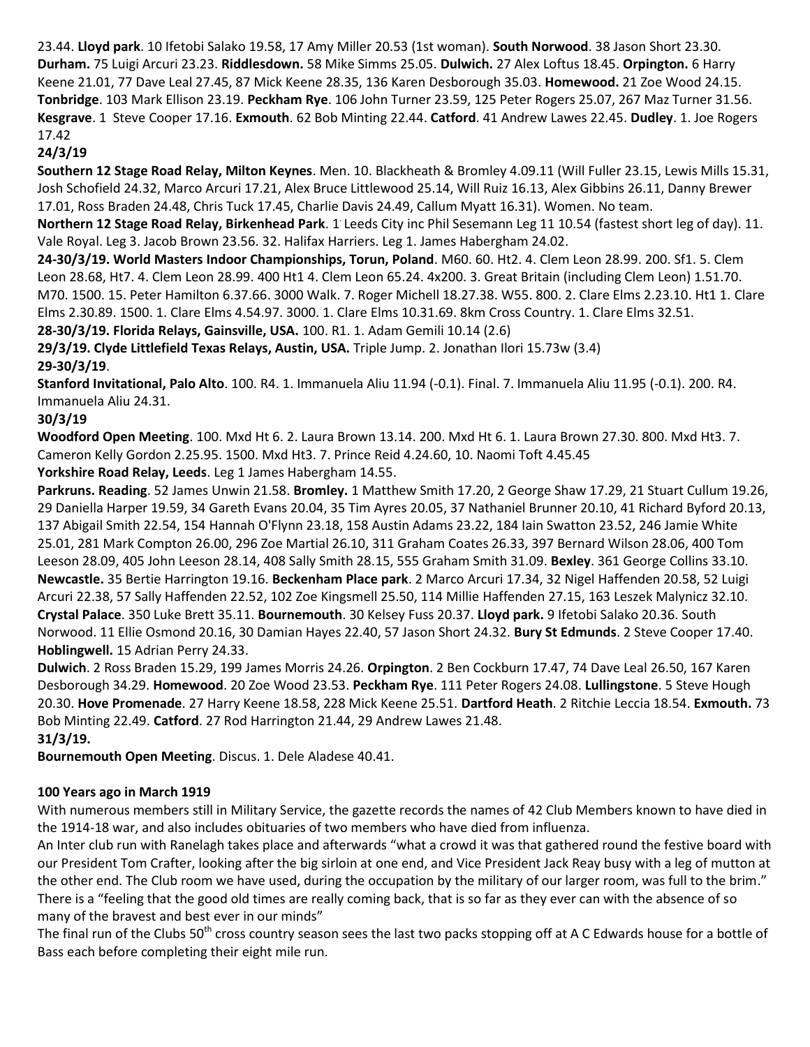23.44. **Lloyd park**. 10 Ifetobi Salako 19.58, 17 Amy Miller 20.53 (1st woman). **South Norwood**. 38 Jason Short 23.30. **Durham.** 75 Luigi Arcuri 23.23. **Riddlesdown.** 58 Mike Simms 25.05. **Dulwich.** 27 Alex Loftus 18.45. **Orpington.** 6 Harry Keene 21.01, 77 Dave Leal 27.45, 87 Mick Keene 28.35, 136 Karen Desborough 35.03. **Homewood.** 21 Zoe Wood 24.15. **Tonbridge**. 103 Mark Ellison 23.19. **Peckham Rye**. 106 John Turner 23.59, 125 Peter Rogers 25.07, 267 Maz Turner 31.56. **Kesgrave**. 1 Steve Cooper 17.16. **Exmouth**. 62 Bob Minting 22.44. **Catford**. 41 Andrew Lawes 22.45. **Dudley**. 1. Joe Rogers 17.42

**24/3/19**

**Southern 12 Stage Road Relay, Milton Keynes**. Men. 10. Blackheath & Bromley 4.09.11 (Will Fuller 23.15, Lewis Mills 15.31, Josh Schofield 24.32, Marco Arcuri 17.21, Alex Bruce Littlewood 25.14, Will Ruiz 16.13, Alex Gibbins 26.11, Danny Brewer 17.01, Ross Braden 24.48, Chris Tuck 17.45, Charlie Davis 24.49, Callum Myatt 16.31). Women. No team.

**Northern 12 Stage Road Relay, Birkenhead Park**. 1 Leeds City inc Phil Sesemann Leg 11 10.54 (fastest short leg of day). 11. Vale Royal. Leg 3. Jacob Brown 23.56. 32. Halifax Harriers. Leg 1. James Habergham 24.02.

**24-30/3/19. World Masters Indoor Championships, Torun, Poland**. M60. 60. Ht2. 4. Clem Leon 28.99. 200. Sf1. 5. Clem Leon 28.68, Ht7. 4. Clem Leon 28.99. 400 Ht1 4. Clem Leon 65.24. 4x200. 3. Great Britain (including Clem Leon) 1.51.70. M70. 1500. 15. Peter Hamilton 6.37.66. 3000 Walk. 7. Roger Michell 18.27.38. W55. 800. 2. Clare Elms 2.23.10. Ht1 1. Clare Elms 2.30.89. 1500. 1. Clare Elms 4.54.97. 3000. 1. Clare Elms 10.31.69. 8km Cross Country. 1. Clare Elms 32.51.

**28-30/3/19. Florida Relays, Gainsville, USA.** 100. R1. 1. Adam Gemili 10.14 (2.6)

**29/3/19. Clyde Littlefield Texas Relays, Austin, USA.** Triple Jump. 2. Jonathan Ilori 15.73w (3.4)

**29-30/3/19**.

**Stanford Invitational, Palo Alto**. 100. R4. 1. Immanuela Aliu 11.94 (-0.1). Final. 7. Immanuela Aliu 11.95 (-0.1). 200. R4. Immanuela Aliu 24.31.

**30/3/19**

**Woodford Open Meeting**. 100. Mxd Ht 6. 2. Laura Brown 13.14. 200. Mxd Ht 6. 1. Laura Brown 27.30. 800. Mxd Ht3. 7. Cameron Kelly Gordon 2.25.95. 1500. Mxd Ht3. 7. Prince Reid 4.24.60, 10. Naomi Toft 4.45.45

**Yorkshire Road Relay, Leeds**. Leg 1 James Habergham 14.55.

**Parkruns. Reading**. 52 James Unwin 21.58. **Bromley.** 1 Matthew Smith 17.20, 2 George Shaw 17.29, 21 Stuart Cullum 19.26, 29 Daniella Harper 19.59, 34 Gareth Evans 20.04, 35 Tim Ayres 20.05, 37 Nathaniel Brunner 20.10, 41 Richard Byford 20.13, 137 Abigail Smith 22.54, 154 Hannah O'Flynn 23.18, 158 Austin Adams 23.22, 184 Iain Swatton 23.52, 246 Jamie White 25.01, 281 Mark Compton 26.00, 296 Zoe Martial 26.10, 311 Graham Coates 26.33, 397 Bernard Wilson 28.06, 400 Tom Leeson 28.09, 405 John Leeson 28.14, 408 Sally Smith 28.15, 555 Graham Smith 31.09. **Bexley**. 361 George Collins 33.10. **Newcastle.** 35 Bertie Harrington 19.16. **Beckenham Place park**. 2 Marco Arcuri 17.34, 32 Nigel Haffenden 20.58, 52 Luigi Arcuri 22.38, 57 Sally Haffenden 22.52, 102 Zoe Kingsmell 25.50, 114 Millie Haffenden 27.15, 163 Leszek Malynicz 32.10. **Crystal Palace**. 350 Luke Brett 35.11. **Bournemouth**. 30 Kelsey Fuss 20.37. **Lloyd park.** 9 Ifetobi Salako 20.36. South Norwood. 11 Ellie Osmond 20.16, 30 Damian Hayes 22.40, 57 Jason Short 24.32. **Bury St Edmunds**. 2 Steve Cooper 17.40. **Hoblingwell.** 15 Adrian Perry 24.33.

**Dulwich**. 2 Ross Braden 15.29, 199 James Morris 24.26. **Orpington**. 2 Ben Cockburn 17.47, 74 Dave Leal 26.50, 167 Karen Desborough 34.29. **Homewood**. 20 Zoe Wood 23.53. **Peckham Rye**. 111 Peter Rogers 24.08. **Lullingstone**. 5 Steve Hough 20.30. **Hove Promenade**. 27 Harry Keene 18.58, 228 Mick Keene 25.51. **Dartford Heath**. 2 Ritchie Leccia 18.54. **Exmouth.** 73 Bob Minting 22.49. **Catford**. 27 Rod Harrington 21.44, 29 Andrew Lawes 21.48.

**31/3/19.**

**Bournemouth Open Meeting**. Discus. 1. Dele Aladese 40.41.

**100 Years ago in March 1919**

With numerous members still in Military Service, the gazette records the names of 42 Club Members known to have died in the 1914-18 war, and also includes obituaries of two members who have died from influenza.

An Inter club run with Ranelagh takes place and afterwards "what a crowd it was that gathered round the festive board with our President Tom Crafter, looking after the big sirloin at one end, and Vice President Jack Reay busy with a leg of mutton at the other end. The Club room we have used, during the occupation by the military of our larger room, was full to the brim." There is a "feeling that the good old times are really coming back, that is so far as they ever can with the absence of so many of the bravest and best ever in our minds"

The final run of the Clubs 50th cross country season sees the last two packs stopping off at A C Edwards house for a bottle of Bass each before completing their eight mile run.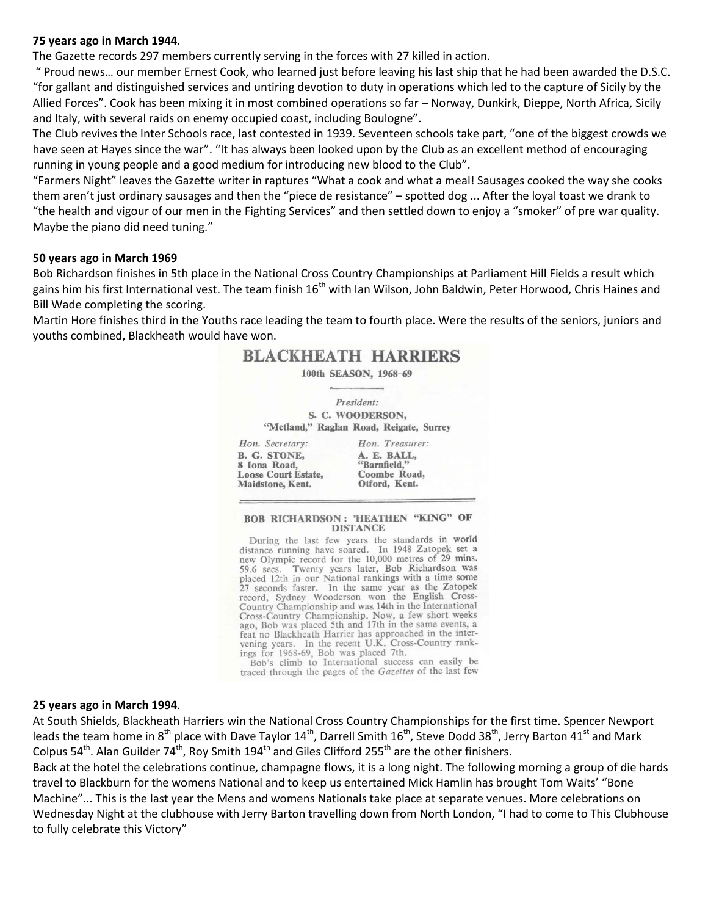**75 years ago in March 1944**.

The Gazette records 297 members currently serving in the forces with 27 killed in action.

" Proud news… our member Ernest Cook, who learned just before leaving his last ship that he had been awarded the D.S.C. "for gallant and distinguished services and untiring devotion to duty in operations which led to the capture of Sicily by the Allied Forces". Cook has been mixing it in most combined operations so far – Norway, Dunkirk, Dieppe, North Africa, Sicily and Italy, with several raids on enemy occupied coast, including Boulogne".

The Club revives the Inter Schools race, last contested in 1939. Seventeen schools take part, "one of the biggest crowds we have seen at Hayes since the war". "It has always been looked upon by the Club as an excellent method of encouraging running in young people and a good medium for introducing new blood to the Club".

"Farmers Night" leaves the Gazette writer in raptures "What a cook and what a meal! Sausages cooked the way she cooks them aren't just ordinary sausages and then the "piece de resistance" – spotted dog ... After the loyal toast we drank to "the health and vigour of our men in the Fighting Services" and then settled down to enjoy a "smoker" of pre war quality. Maybe the piano did need tuning."

**50 years ago in March 1969**

Bob Richardson finishes in 5th place in the National Cross Country Championships at Parliament Hill Fields a result which gains him his first International vest. The team finish 16th with Ian Wilson, John Baldwin, Peter Horwood, Chris Haines and Bill Wade completing the scoring.

Martin Hore finishes third in the Youths race leading the team to fourth place. Were the results of the seniors, juniors and youths combined, Blackheath would have won.

## BLACKHEATH HARRIERS

**100th SEASON, 1968–69**

*President:*
S. C. WOODERSON,
"Metland," Raglan Road, Reigate, Surrey

*Hon. Secretary:*
B. G. STONE,
8 Iona Road,
Loose Court Estate,
Maidstone, Kent.

*Hon. Treasurer:*
A. E. BALL,
"Barnfield,"
Coombe Road,
Otford, Kent.

**BOB RICHARDSON: 'HEATHEN "KING" OF DISTANCE**

During the last few years the standards in world distance running have soared. In 1948 Zatopek set a new Olympic record for the 10,000 metres of 29 mins. 59.6 secs. Twenty years later, Bob Richardson was placed 12th in our National rankings with a time some 27 seconds faster. In the same year as the Zatopek record, Sydney Wooderson won the English Cross-Country Championship and was 14th in the International Cross-Country Championship. Now, a few short weeks ago, Bob was placed 5th and 17th in the same events, a feat no Blackheath Harrier has approached in the intervening years. In the recent U.K. Cross-Country rankings for 1968-69, Bob was placed 7th.

Bob's climb to International success can easily be traced through the pages of the *Gazettes* of the last few

**25 years ago in March 1994**.

At South Shields, Blackheath Harriers win the National Cross Country Championships for the first time. Spencer Newport leads the team home in 8th place with Dave Taylor 14th, Darrell Smith 16th, Steve Dodd 38th, Jerry Barton 41st and Mark Colpus 54th. Alan Guilder 74th, Roy Smith 194th and Giles Clifford 255th are the other finishers.

Back at the hotel the celebrations continue, champagne flows, it is a long night. The following morning a group of die hards travel to Blackburn for the womens National and to keep us entertained Mick Hamlin has brought Tom Waits' "Bone Machine"... This is the last year the Mens and womens Nationals take place at separate venues. More celebrations on Wednesday Night at the clubhouse with Jerry Barton travelling down from North London, "I had to come to This Clubhouse to fully celebrate this Victory"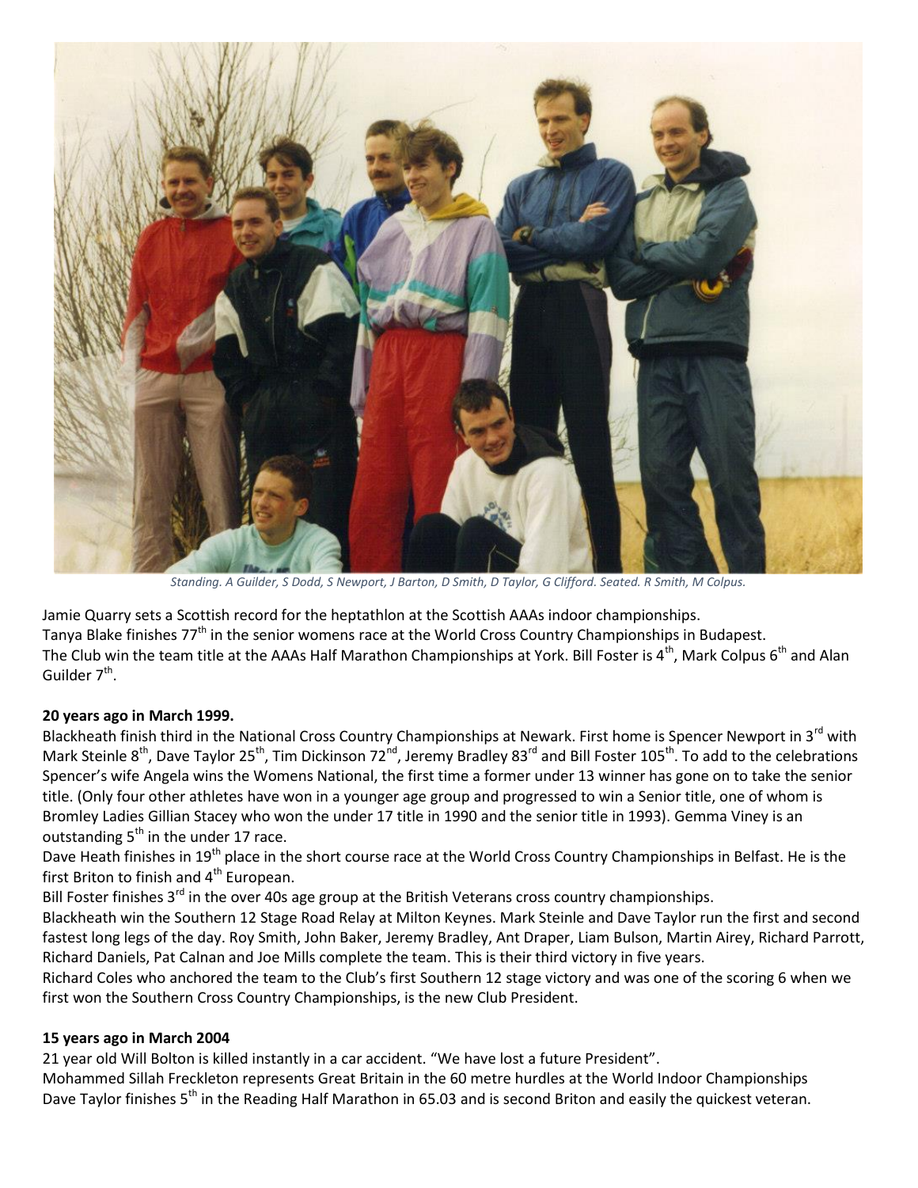*Standing. A Guilder, S Dodd, S Newport, J Barton, D Smith, D Taylor, G Clifford. Seated. R Smith, M Colpus.*

Jamie Quarry sets a Scottish record for the heptathlon at the Scottish AAAs indoor championships.
Tanya Blake finishes 77th in the senior womens race at the World Cross Country Championships in Budapest.
The Club win the team title at the AAAs Half Marathon Championships at York. Bill Foster is 4th, Mark Colpus 6th and Alan Guilder 7th.

**20 years ago in March 1999.**

Blackheath finish third in the National Cross Country Championships at Newark. First home is Spencer Newport in 3rd with Mark Steinle 8th, Dave Taylor 25th, Tim Dickinson 72nd, Jeremy Bradley 83rd and Bill Foster 105th. To add to the celebrations Spencer's wife Angela wins the Womens National, the first time a former under 13 winner has gone on to take the senior title. (Only four other athletes have won in a younger age group and progressed to win a Senior title, one of whom is Bromley Ladies Gillian Stacey who won the under 17 title in 1990 and the senior title in 1993). Gemma Viney is an outstanding 5th in the under 17 race.
Dave Heath finishes in 19th place in the short course race at the World Cross Country Championships in Belfast. He is the first Briton to finish and 4th European.
Bill Foster finishes 3rd in the over 40s age group at the British Veterans cross country championships.
Blackheath win the Southern 12 Stage Road Relay at Milton Keynes. Mark Steinle and Dave Taylor run the first and second fastest long legs of the day. Roy Smith, John Baker, Jeremy Bradley, Ant Draper, Liam Bulson, Martin Airey, Richard Parrott, Richard Daniels, Pat Calnan and Joe Mills complete the team. This is their third victory in five years.
Richard Coles who anchored the team to the Club's first Southern 12 stage victory and was one of the scoring 6 when we first won the Southern Cross Country Championships, is the new Club President.

**15 years ago in March 2004**

21 year old Will Bolton is killed instantly in a car accident. "We have lost a future President".
Mohammed Sillah Freckleton represents Great Britain in the 60 metre hurdles at the World Indoor Championships
Dave Taylor finishes 5th in the Reading Half Marathon in 65.03 and is second Briton and easily the quickest veteran.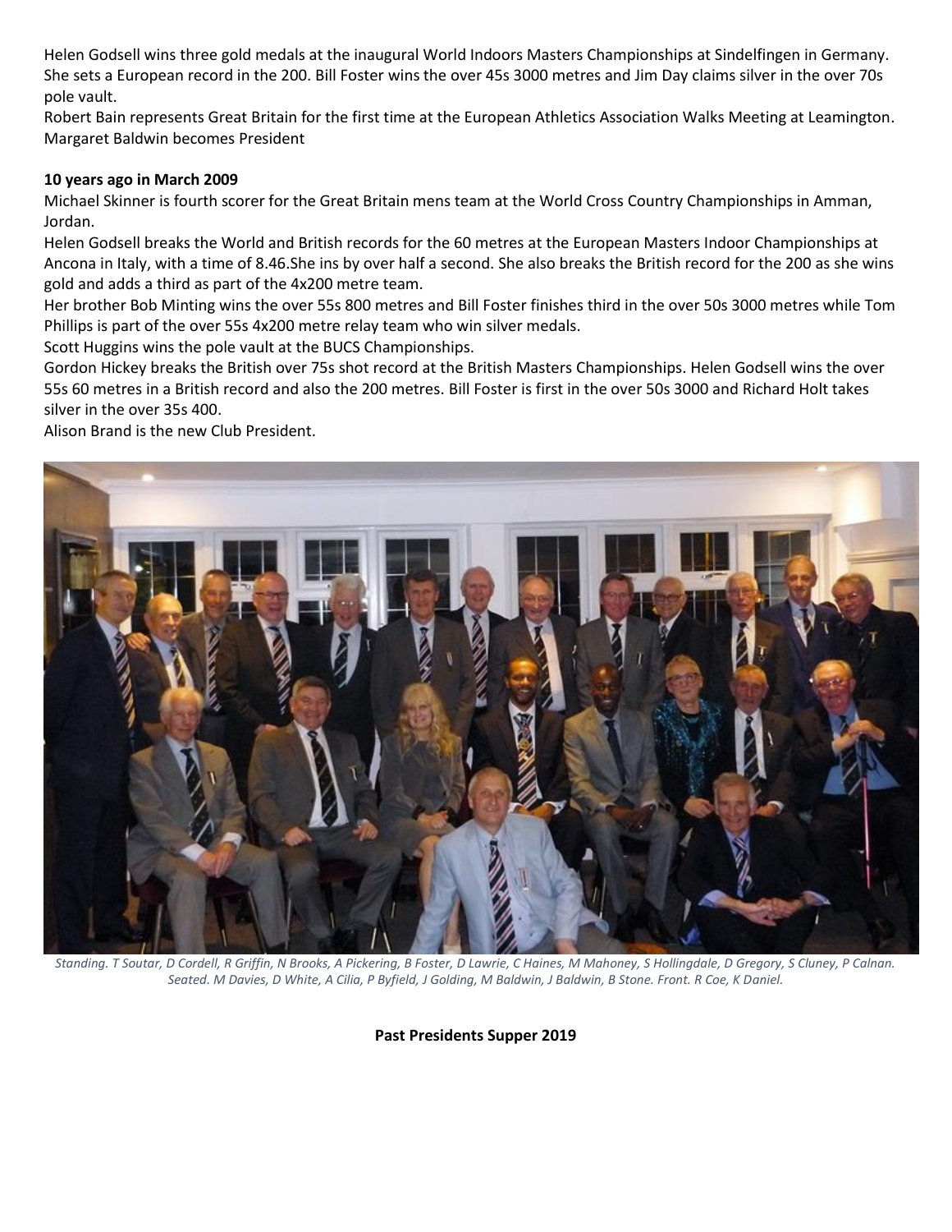Helen Godsell wins three gold medals at the inaugural World Indoors Masters Championships at Sindelfingen in Germany. She sets a European record in the 200. Bill Foster wins the over 45s 3000 metres and Jim Day claims silver in the over 70s pole vault.

Robert Bain represents Great Britain for the first time at the European Athletics Association Walks Meeting at Leamington.

Margaret Baldwin becomes President

**10 years ago in March 2009**

Michael Skinner is fourth scorer for the Great Britain mens team at the World Cross Country Championships in Amman, Jordan.

Helen Godsell breaks the World and British records for the 60 metres at the European Masters Indoor Championships at Ancona in Italy, with a time of 8.46.She ins by over half a second. She also breaks the British record for the 200 as she wins gold and adds a third as part of the 4x200 metre team.

Her brother Bob Minting wins the over 55s 800 metres and Bill Foster finishes third in the over 50s 3000 metres while Tom Phillips is part of the over 55s 4x200 metre relay team who win silver medals.

Scott Huggins wins the pole vault at the BUCS Championships.

Gordon Hickey breaks the British over 75s shot record at the British Masters Championships. Helen Godsell wins the over 55s 60 metres in a British record and also the 200 metres. Bill Foster is first in the over 50s 3000 and Richard Holt takes silver in the over 35s 400.

Alison Brand is the new Club President.

*Standing. T Soutar, D Cordell, R Griffin, N Brooks, A Pickering, B Foster, D Lawrie, C Haines, M Mahoney, S Hollingdale, D Gregory, S Cluney, P Calnan. Seated. M Davies, D White, A Cilia, P Byfield, J Golding, M Baldwin, J Baldwin, B Stone. Front. R Coe, K Daniel.*

**Past Presidents Supper 2019**